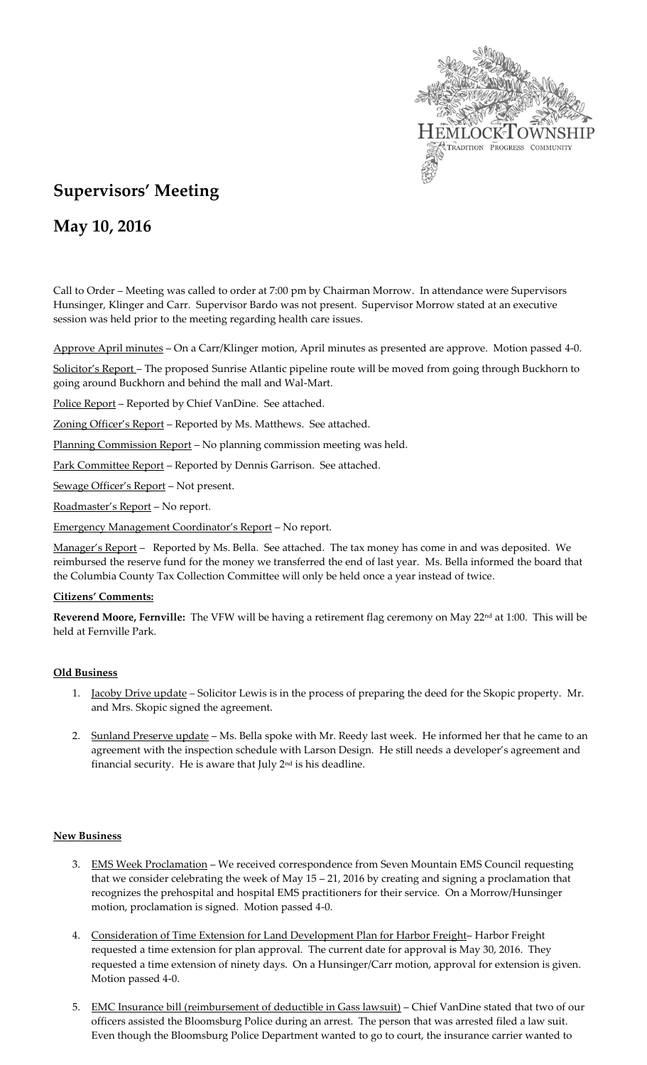# Supervisors' Meeting

## May 10, 2016

Call to Order – Meeting was called to order at 7:00 pm by Chairman Morrow. In attendance were Supervisors Hunsinger, Klinger and Carr. Supervisor Bardo was not present. Supervisor Morrow stated at an executive session was held prior to the meeting regarding health care issues.

Approve April minutes – On a Carr/Klinger motion, April minutes as presented are approve. Motion passed 4-0.

Solicitor's Report – The proposed Sunrise Atlantic pipeline route will be moved from going through Buckhorn to going around Buckhorn and behind the mall and Wal-Mart.

Police Report – Reported by Chief VanDine. See attached.

Zoning Officer's Report – Reported by Ms. Matthews. See attached.

Planning Commission Report – No planning commission meeting was held.

Park Committee Report – Reported by Dennis Garrison. See attached.

Sewage Officer's Report – Not present.

Roadmaster's Report – No report.

Emergency Management Coordinator's Report – No report.

Manager's Report – Reported by Ms. Bella. See attached. The tax money has come in and was deposited. We reimbursed the reserve fund for the money we transferred the end of last year. Ms. Bella informed the board that the Columbia County Tax Collection Committee will only be held once a year instead of twice.

**Citizens' Comments:**

**Reverend Moore, Fernville:** The VFW will be having a retirement flag ceremony on May 22nd at 1:00. This will be held at Fernville Park.

**Old Business**

1. Jacoby Drive update – Solicitor Lewis is in the process of preparing the deed for the Skopic property. Mr. and Mrs. Skopic signed the agreement.

2. Sunland Preserve update – Ms. Bella spoke with Mr. Reedy last week. He informed her that he came to an agreement with the inspection schedule with Larson Design. He still needs a developer's agreement and financial security. He is aware that July 2nd is his deadline.

**New Business**

3. EMS Week Proclamation – We received correspondence from Seven Mountain EMS Council requesting that we consider celebrating the week of May 15 – 21, 2016 by creating and signing a proclamation that recognizes the prehospital and hospital EMS practitioners for their service. On a Morrow/Hunsinger motion, proclamation is signed. Motion passed 4-0.

4. Consideration of Time Extension for Land Development Plan for Harbor Freight– Harbor Freight requested a time extension for plan approval. The current date for approval is May 30, 2016. They requested a time extension of ninety days. On a Hunsinger/Carr motion, approval for extension is given. Motion passed 4-0.

5. EMC Insurance bill (reimbursement of deductible in Gass lawsuit) – Chief VanDine stated that two of our officers assisted the Bloomsburg Police during an arrest. The person that was arrested filed a law suit. Even though the Bloomsburg Police Department wanted to go to court, the insurance carrier wanted to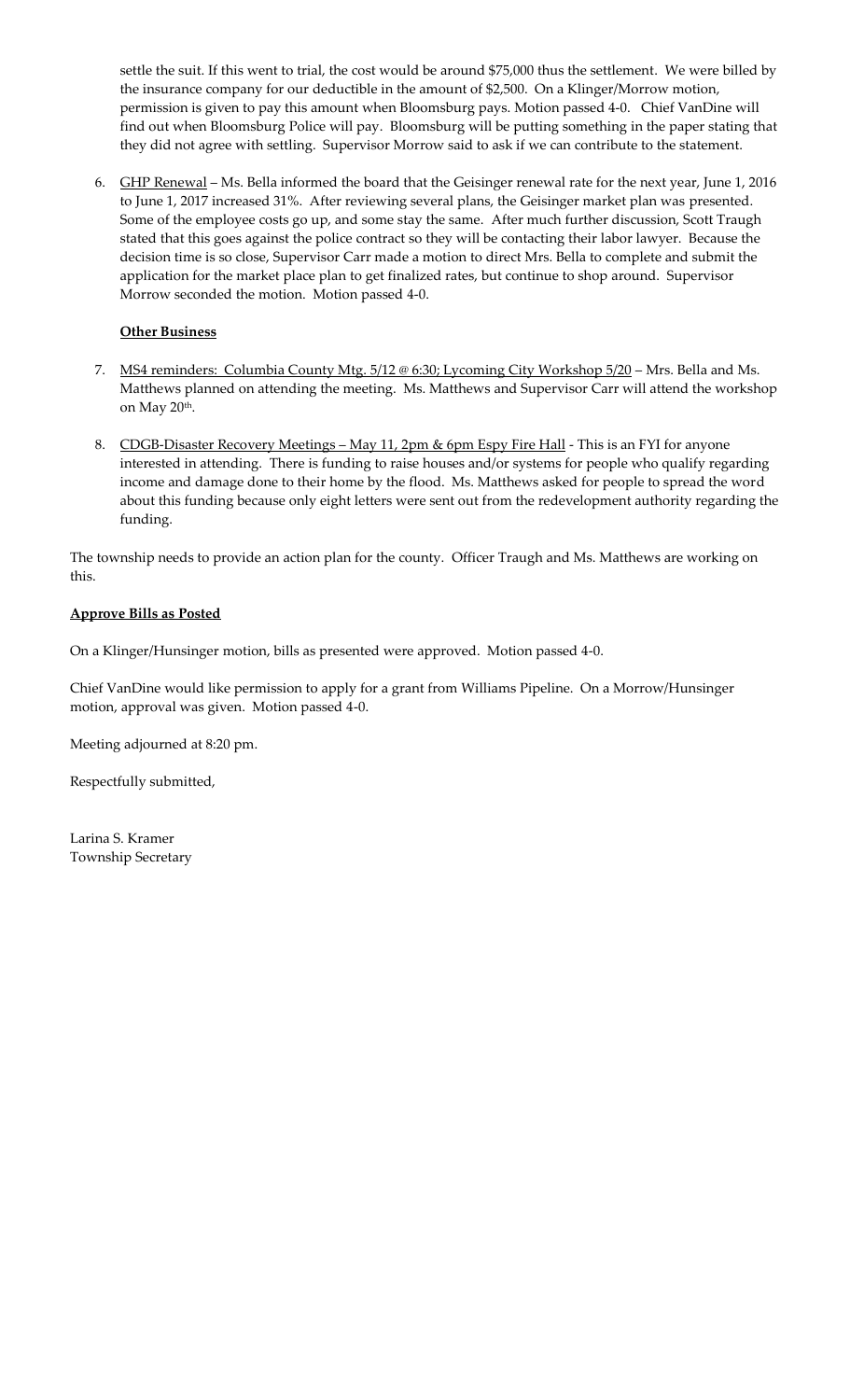settle the suit. If this went to trial, the cost would be around $75,000 thus the settlement. We were billed by the insurance company for our deductible in the amount of $2,500. On a Klinger/Morrow motion, permission is given to pay this amount when Bloomsburg pays. Motion passed 4-0. Chief VanDine will find out when Bloomsburg Police will pay. Bloomsburg will be putting something in the paper stating that they did not agree with settling. Supervisor Morrow said to ask if we can contribute to the statement.

6. GHP Renewal – Ms. Bella informed the board that the Geisinger renewal rate for the next year, June 1, 2016 to June 1, 2017 increased 31%. After reviewing several plans, the Geisinger market plan was presented. Some of the employee costs go up, and some stay the same. After much further discussion, Scott Traugh stated that this goes against the police contract so they will be contacting their labor lawyer. Because the decision time is so close, Supervisor Carr made a motion to direct Mrs. Bella to complete and submit the application for the market place plan to get finalized rates, but continue to shop around. Supervisor Morrow seconded the motion. Motion passed 4-0.

**Other Business**

7. MS4 reminders: Columbia County Mtg. 5/12 @ 6:30; Lycoming City Workshop 5/20 – Mrs. Bella and Ms. Matthews planned on attending the meeting. Ms. Matthews and Supervisor Carr will attend the workshop on May 20th.

8. CDGB-Disaster Recovery Meetings – May 11, 2pm & 6pm Espy Fire Hall - This is an FYI for anyone interested in attending. There is funding to raise houses and/or systems for people who qualify regarding income and damage done to their home by the flood. Ms. Matthews asked for people to spread the word about this funding because only eight letters were sent out from the redevelopment authority regarding the funding.

The township needs to provide an action plan for the county. Officer Traugh and Ms. Matthews are working on this.

**Approve Bills as Posted**

On a Klinger/Hunsinger motion, bills as presented were approved. Motion passed 4-0.

Chief VanDine would like permission to apply for a grant from Williams Pipeline. On a Morrow/Hunsinger motion, approval was given. Motion passed 4-0.

Meeting adjourned at 8:20 pm.

Respectfully submitted,

Larina S. Kramer
Township Secretary